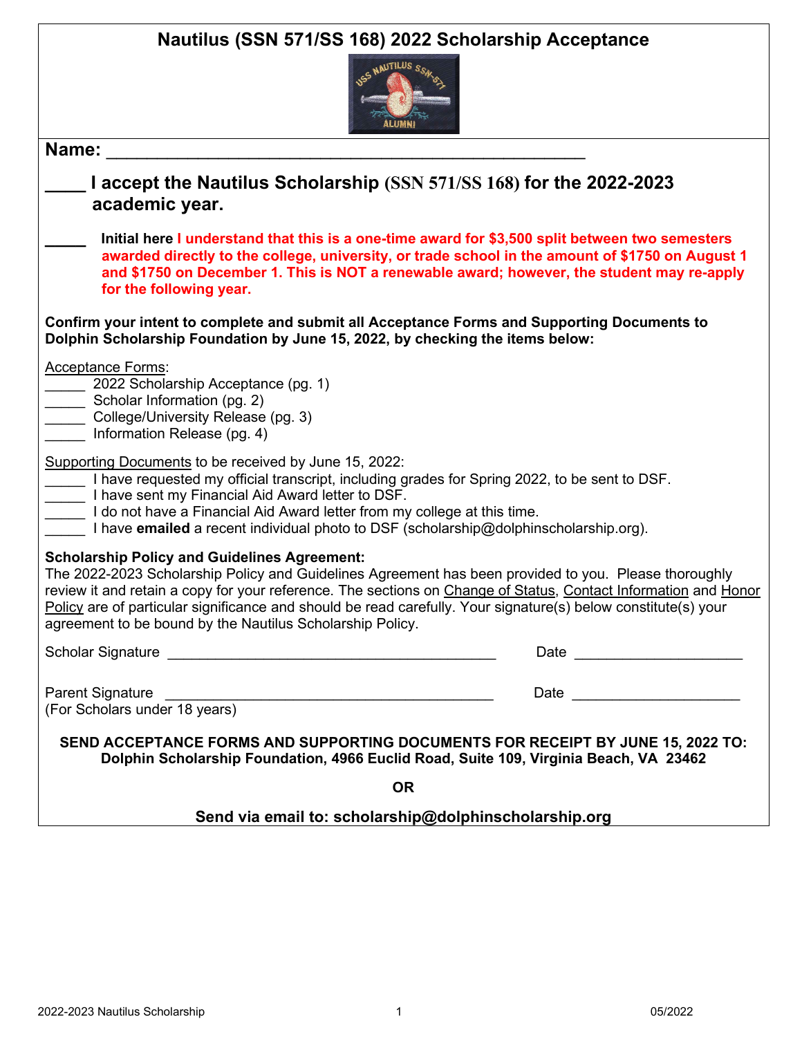# Nautilus (SSN 571/SS 168) 2022 Scholarship Acceptance

**Name:** ___________________________________________________

**____ I accept the Nautilus Scholarship (SSN 571/SS 168) for the 2022-2023 academic year.**

**_____ Initial here I understand that this is a one-time award for $3,500 split between two semesters awarded directly to the college, university, or trade school in the amount of $1750 on August 1 and $1750 on December 1. This is NOT a renewable award; however, the student may re-apply for the following year.**

**Confirm your intent to complete and submit all Acceptance Forms and Supporting Documents to Dolphin Scholarship Foundation by June 15, 2022, by checking the items below:**

Acceptance Forms:

_____ 2022 Scholarship Acceptance (pg. 1)
_____ Scholar Information (pg. 2)
_____ College/University Release (pg. 3)
_____ Information Release (pg. 4)

Supporting Documents to be received by June 15, 2022:

_____ I have requested my official transcript, including grades for Spring 2022, to be sent to DSF.
_____ I have sent my Financial Aid Award letter to DSF.
_____ I do not have a Financial Aid Award letter from my college at this time.
_____ I have **emailed** a recent individual photo to DSF (scholarship@dolphinscholarship.org).

**Scholarship Policy and Guidelines Agreement:**
The 2022-2023 Scholarship Policy and Guidelines Agreement has been provided to you. Please thoroughly review it and retain a copy for your reference. The sections on Change of Status, Contact Information and Honor Policy are of particular significance and should be read carefully. Your signature(s) below constitute(s) your agreement to be bound by the Nautilus Scholarship Policy.

Scholar Signature ________________________________________ Date ____________________

Parent Signature ________________________________________ Date ____________________
(For Scholars under 18 years)

**SEND ACCEPTANCE FORMS AND SUPPORTING DOCUMENTS FOR RECEIPT BY JUNE 15, 2022 TO: Dolphin Scholarship Foundation, 4966 Euclid Road, Suite 109, Virginia Beach, VA 23462**

**OR**

**Send via email to: scholarship@dolphinscholarship.org**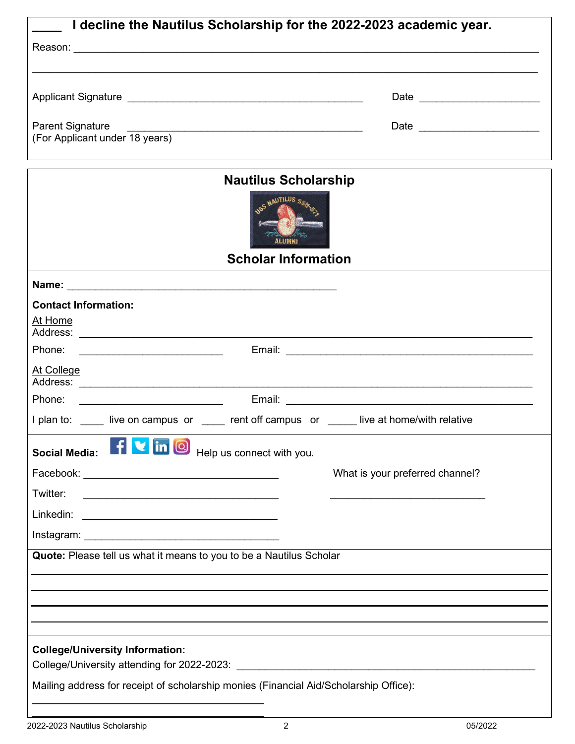**____ I decline the Nautilus Scholarship for the 2022-2023 academic year.**

Reason: ______________________________________________________________________________

______________________________________________________________________________________

Applicant Signature ___________________________________________ Date ____________________

Parent Signature ___________________________________________ Date ____________________
(For Applicant under 18 years)

## Nautilus Scholarship

## Scholar Information

**Name:** _____________________________________________

**Contact Information:**

At Home
Address: ______________________________________________________________________________

Phone: _________________________ Email: ___________________________________________

At College
Address: ______________________________________________________________________________

Phone: _________________________ Email: ___________________________________________

I plan to: ____ live on campus or ____ rent off campus or _____ live at home/with relative

**Social Media:** Help us connect with you.

Facebook: __________________________________

Twitter: __________________________________

Linkedin: __________________________________

Instagram: __________________________________

What is your preferred channel?

_____________________________

**Quote:** Please tell us what it means to you to be a Nautilus Scholar

______________________________________________________________________________________

______________________________________________________________________________________

______________________________________________________________________________________

______________________________________________________________________________________

**College/University Information:**

College/University attending for 2022-2023: ______________________________________________

Mailing address for receipt of scholarship monies (Financial Aid/Scholarship Office):

_________________________________________

_________________________________________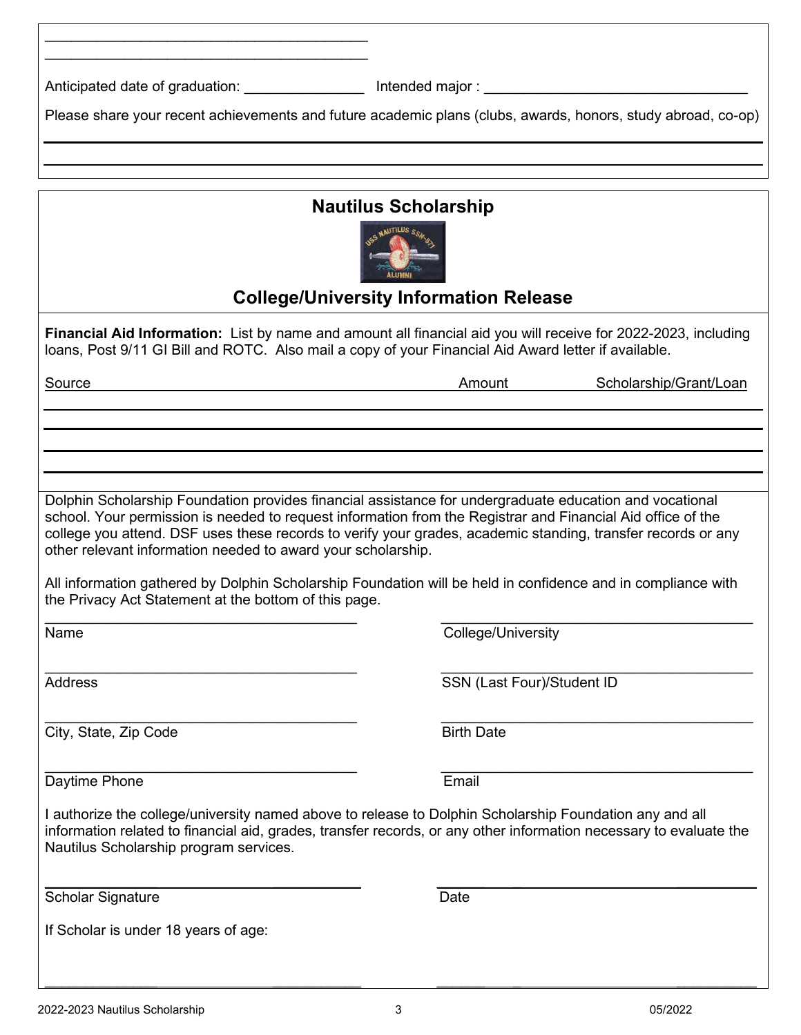_______________________________________

_______________________________________

Anticipated date of graduation: _______________ Intended major : _________________________________

Please share your recent achievements and future academic plans (clubs, awards, honors, study abroad, co-op)

_______________________________________________________________________________________

_______________________________________________________________________________________

## Nautilus Scholarship

## College/University Information Release

**Financial Aid Information:** List by name and amount all financial aid you will receive for 2022-2023, including loans, Post 9/11 GI Bill and ROTC. Also mail a copy of your Financial Aid Award letter if available.

| Source | Amount | Scholarship/Grant/Loan |
| --- | --- | --- |
| | | |
| | | |
| | | |
| | | |

Dolphin Scholarship Foundation provides financial assistance for undergraduate education and vocational school. Your permission is needed to request information from the Registrar and Financial Aid office of the college you attend. DSF uses these records to verify your grades, academic standing, transfer records or any other relevant information needed to award your scholarship.

All information gathered by Dolphin Scholarship Foundation will be held in confidence and in compliance with the Privacy Act Statement at the bottom of this page.

_______________________________________ Name

_______________________________________ College/University

_______________________________________ Address

_______________________________________ SSN (Last Four)/Student ID

_______________________________________ City, State, Zip Code

_______________________________________ Birth Date

_______________________________________ Daytime Phone

_______________________________________ Email

I authorize the college/university named above to release to Dolphin Scholarship Foundation any and all information related to financial aid, grades, transfer records, or any other information necessary to evaluate the Nautilus Scholarship program services.

_______________________________________ Scholar Signature

_______________________________________ Date

If Scholar is under 18 years of age:

_______________________________________

_______________________________________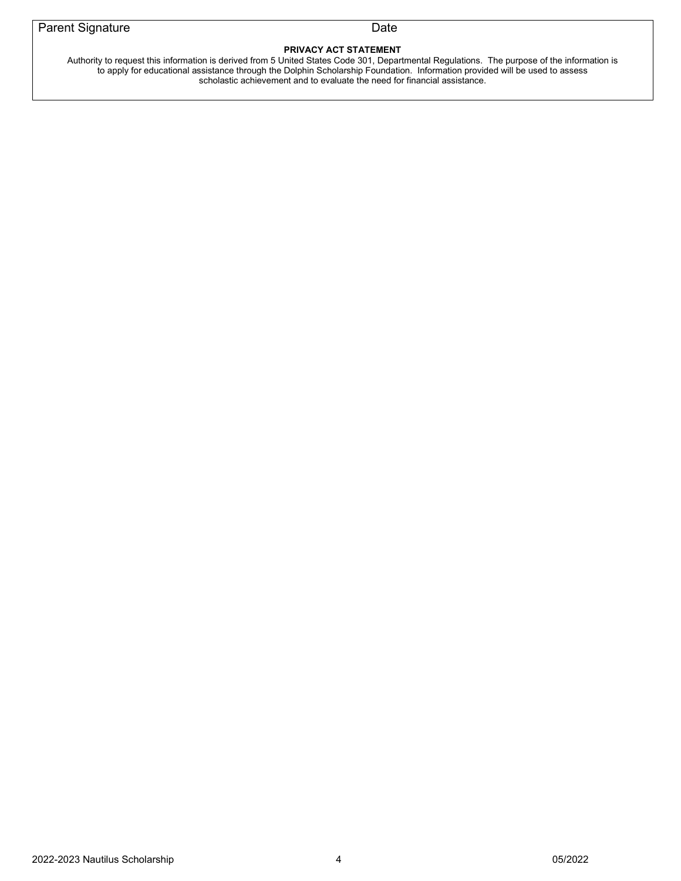Parent Signature Date

**PRIVACY ACT STATEMENT**

Authority to request this information is derived from 5 United States Code 301, Departmental Regulations. The purpose of the information is to apply for educational assistance through the Dolphin Scholarship Foundation. Information provided will be used to assess scholastic achievement and to evaluate the need for financial assistance.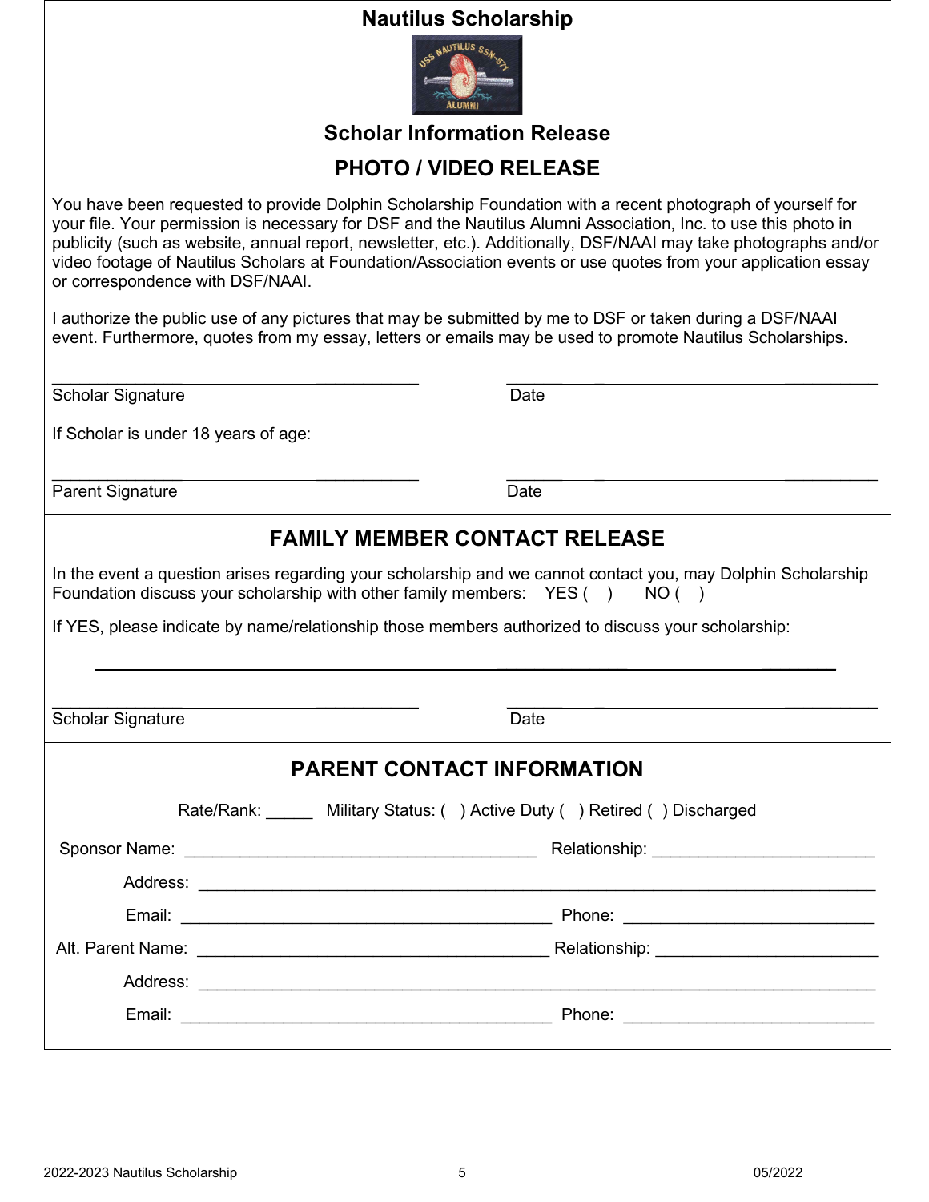# Nautilus Scholarship

## Scholar Information Release

## PHOTO / VIDEO RELEASE

You have been requested to provide Dolphin Scholarship Foundation with a recent photograph of yourself for your file. Your permission is necessary for DSF and the Nautilus Alumni Association, Inc. to use this photo in publicity (such as website, annual report, newsletter, etc.). Additionally, DSF/NAAI may take photographs and/or video footage of Nautilus Scholars at Foundation/Association events or use quotes from your application essay or correspondence with DSF/NAAI.

I authorize the public use of any pictures that may be submitted by me to DSF or taken during a DSF/NAAI event. Furthermore, quotes from my essay, letters or emails may be used to promote Nautilus Scholarships.

______________________________ ______________________________

Scholar Signature Date

If Scholar is under 18 years of age:

______________________________ ______________________________

Parent Signature Date

## FAMILY MEMBER CONTACT RELEASE

In the event a question arises regarding your scholarship and we cannot contact you, may Dolphin Scholarship Foundation discuss your scholarship with other family members: YES ( ) NO ( )

If YES, please indicate by name/relationship those members authorized to discuss your scholarship:

____________________________________________________________

______________________________ ______________________________

Scholar Signature Date

## PARENT CONTACT INFORMATION

Rate/Rank: _____ Military Status: ( ) Active Duty ( ) Retired ( ) Discharged

Sponsor Name: ______________________________ Relationship: ____________________

Address: ____________________________________________________________

Email: ______________________________ Phone: ____________________

Alt. Parent Name: ______________________________ Relationship: ____________________

Address: ____________________________________________________________

Email: ______________________________ Phone: ____________________